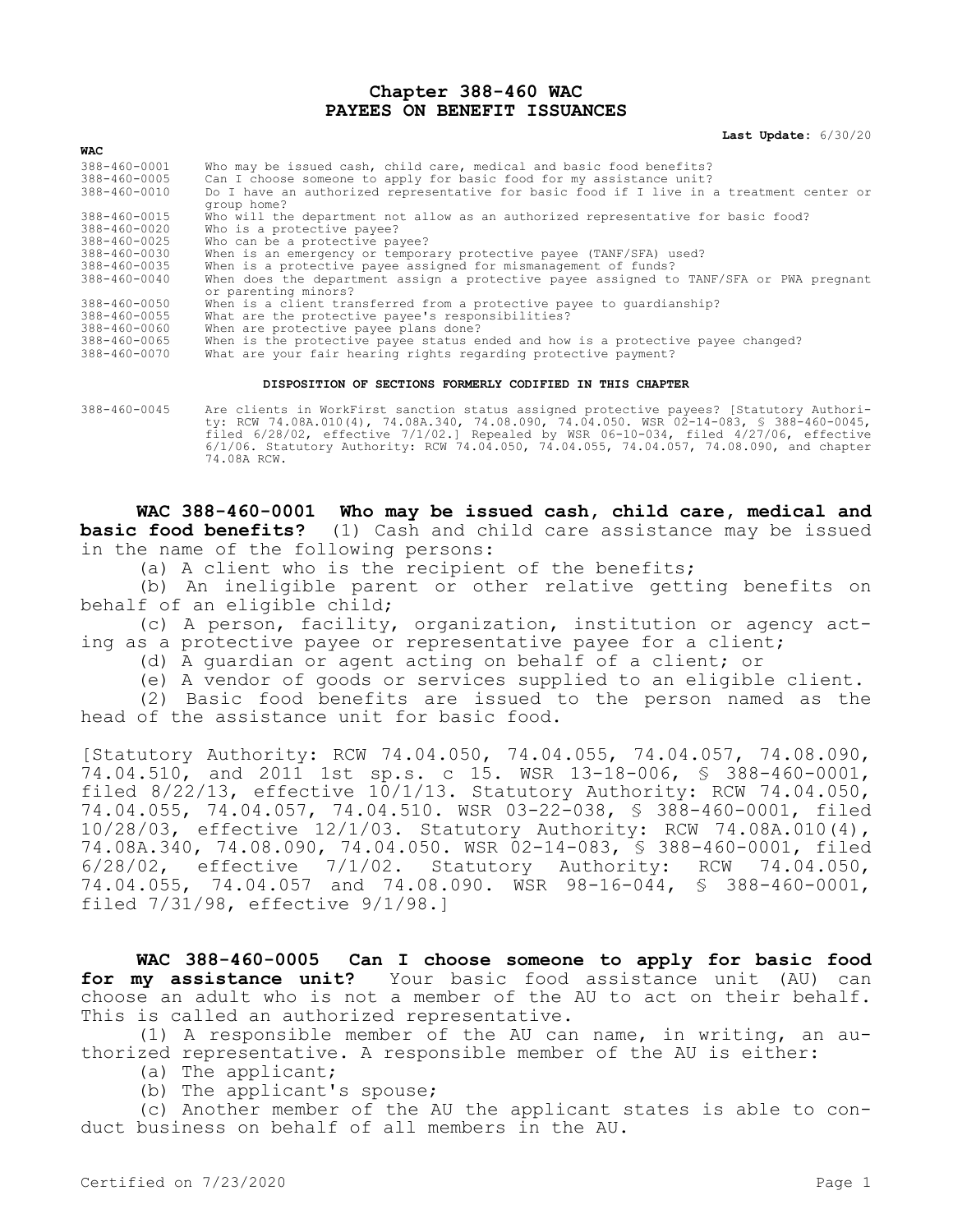# Chapter 388-460 WAC
# PAYEES ON BENEFIT ISSUANCES

**Last Update:** 6/30/20

| WAC | |
|---|---|
| 388-460-0001 | Who may be issued cash, child care, medical and basic food benefits? |
| 388-460-0005 | Can I choose someone to apply for basic food for my assistance unit? |
| 388-460-0010 | Do I have an authorized representative for basic food if I live in a treatment center or group home? |
| 388-460-0015 | Who will the department not allow as an authorized representative for basic food? |
| 388-460-0020 | Who is a protective payee? |
| 388-460-0025 | Who can be a protective payee? |
| 388-460-0030 | When is an emergency or temporary protective payee (TANF/SFA) used? |
| 388-460-0035 | When is a protective payee assigned for mismanagement of funds? |
| 388-460-0040 | When does the department assign a protective payee assigned to TANF/SFA or PWA pregnant or parenting minors? |
| 388-460-0050 | When is a client transferred from a protective payee to guardianship? |
| 388-460-0055 | What are the protective payee's responsibilities? |
| 388-460-0060 | When are protective payee plans done? |
| 388-460-0065 | When is the protective payee status ended and how is a protective payee changed? |
| 388-460-0070 | What are your fair hearing rights regarding protective payment? |

**DISPOSITION OF SECTIONS FORMERLY CODIFIED IN THIS CHAPTER**

388-460-0045 Are clients in WorkFirst sanction status assigned protective payees? [Statutory Authority: RCW 74.08A.010(4), 74.08A.340, 74.08.090, 74.04.050. WSR 02-14-083, § 388-460-0045, filed 6/28/02, effective 7/1/02.] Repealed by WSR 06-10-034, filed 4/27/06, effective 6/1/06. Statutory Authority: RCW 74.04.050, 74.04.055, 74.04.057, 74.08.090, and chapter 74.08A RCW.

**WAC 388-460-0001 Who may be issued cash, child care, medical and basic food benefits?** (1) Cash and child care assistance may be issued in the name of the following persons:

(a) A client who is the recipient of the benefits;

(b) An ineligible parent or other relative getting benefits on behalf of an eligible child;

(c) A person, facility, organization, institution or agency acting as a protective payee or representative payee for a client;

(d) A guardian or agent acting on behalf of a client; or

(e) A vendor of goods or services supplied to an eligible client.

(2) Basic food benefits are issued to the person named as the head of the assistance unit for basic food.

[Statutory Authority: RCW 74.04.050, 74.04.055, 74.04.057, 74.08.090, 74.04.510, and 2011 1st sp.s. c 15. WSR 13-18-006, § 388-460-0001, filed 8/22/13, effective 10/1/13. Statutory Authority: RCW 74.04.050, 74.04.055, 74.04.057, 74.04.510. WSR 03-22-038, § 388-460-0001, filed 10/28/03, effective 12/1/03. Statutory Authority: RCW 74.08A.010(4), 74.08A.340, 74.08.090, 74.04.050. WSR 02-14-083, § 388-460-0001, filed 6/28/02, effective 7/1/02. Statutory Authority: RCW 74.04.050, 74.04.055, 74.04.057 and 74.08.090. WSR 98-16-044, § 388-460-0001, filed 7/31/98, effective 9/1/98.]

**WAC 388-460-0005 Can I choose someone to apply for basic food for my assistance unit?** Your basic food assistance unit (AU) can choose an adult who is not a member of the AU to act on their behalf. This is called an authorized representative.

(1) A responsible member of the AU can name, in writing, an authorized representative. A responsible member of the AU is either:

(a) The applicant;

(b) The applicant's spouse;

(c) Another member of the AU the applicant states is able to conduct business on behalf of all members in the AU.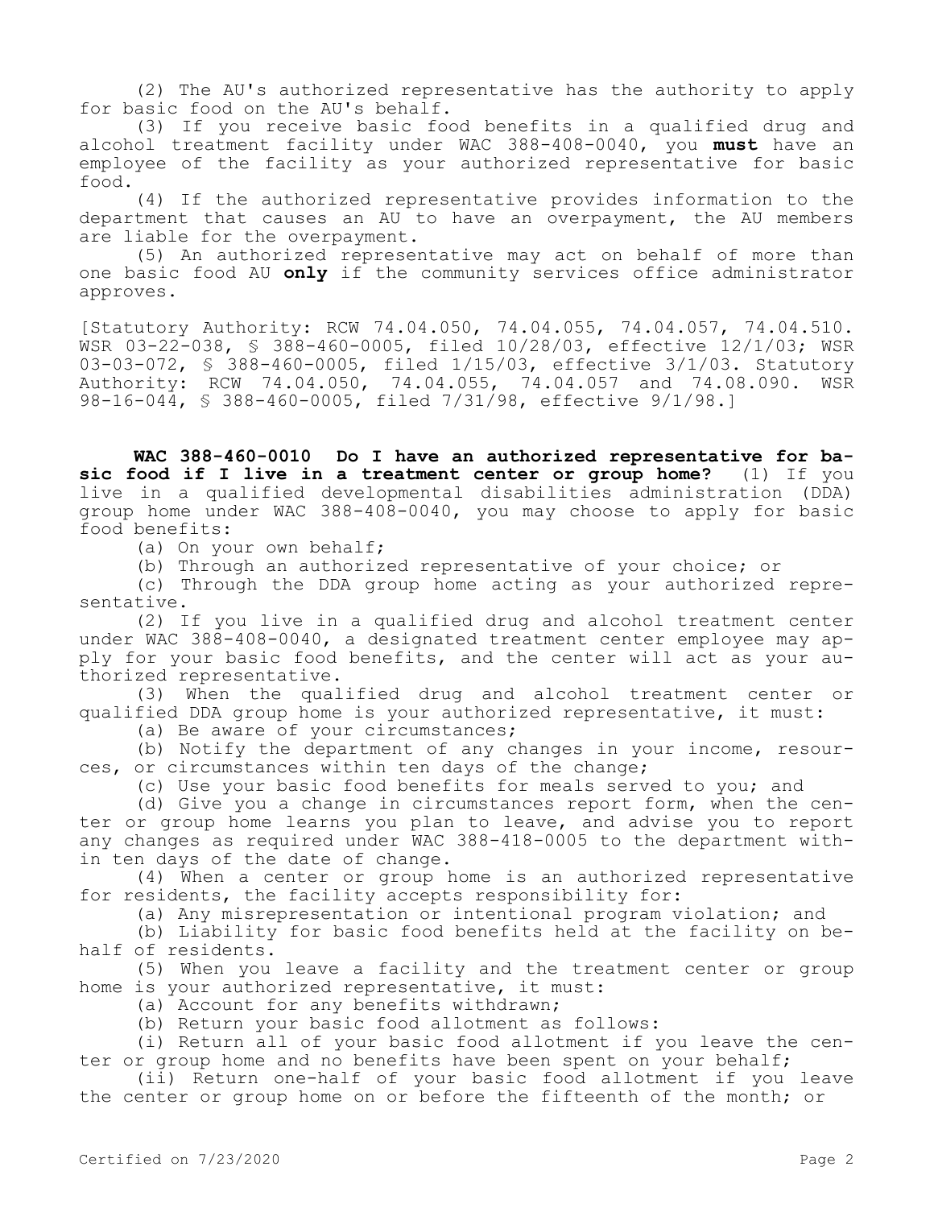(2) The AU's authorized representative has the authority to apply for basic food on the AU's behalf.

(3) If you receive basic food benefits in a qualified drug and alcohol treatment facility under WAC 388-408-0040, you **must** have an employee of the facility as your authorized representative for basic food.

(4) If the authorized representative provides information to the department that causes an AU to have an overpayment, the AU members are liable for the overpayment.

(5) An authorized representative may act on behalf of more than one basic food AU **only** if the community services office administrator approves.

[Statutory Authority: RCW 74.04.050, 74.04.055, 74.04.057, 74.04.510. WSR 03-22-038, § 388-460-0005, filed 10/28/03, effective 12/1/03; WSR 03-03-072, § 388-460-0005, filed 1/15/03, effective 3/1/03. Statutory Authority: RCW 74.04.050, 74.04.055, 74.04.057 and 74.08.090. WSR 98-16-044, § 388-460-0005, filed 7/31/98, effective 9/1/98.]

**WAC 388-460-0010 Do I have an authorized representative for basic food if I live in a treatment center or group home?** (1) If you live in a qualified developmental disabilities administration (DDA) group home under WAC 388-408-0040, you may choose to apply for basic food benefits:

(a) On your own behalf;

(b) Through an authorized representative of your choice; or

(c) Through the DDA group home acting as your authorized representative.

(2) If you live in a qualified drug and alcohol treatment center under WAC 388-408-0040, a designated treatment center employee may apply for your basic food benefits, and the center will act as your authorized representative.

(3) When the qualified drug and alcohol treatment center or qualified DDA group home is your authorized representative, it must:

(a) Be aware of your circumstances;

(b) Notify the department of any changes in your income, resources, or circumstances within ten days of the change;

(c) Use your basic food benefits for meals served to you; and

(d) Give you a change in circumstances report form, when the center or group home learns you plan to leave, and advise you to report any changes as required under WAC 388-418-0005 to the department within ten days of the date of change.

(4) When a center or group home is an authorized representative for residents, the facility accepts responsibility for:

(a) Any misrepresentation or intentional program violation; and

(b) Liability for basic food benefits held at the facility on behalf of residents.

(5) When you leave a facility and the treatment center or group home is your authorized representative, it must:

(a) Account for any benefits withdrawn;

(b) Return your basic food allotment as follows:

(i) Return all of your basic food allotment if you leave the center or group home and no benefits have been spent on your behalf;

(ii) Return one-half of your basic food allotment if you leave the center or group home on or before the fifteenth of the month; or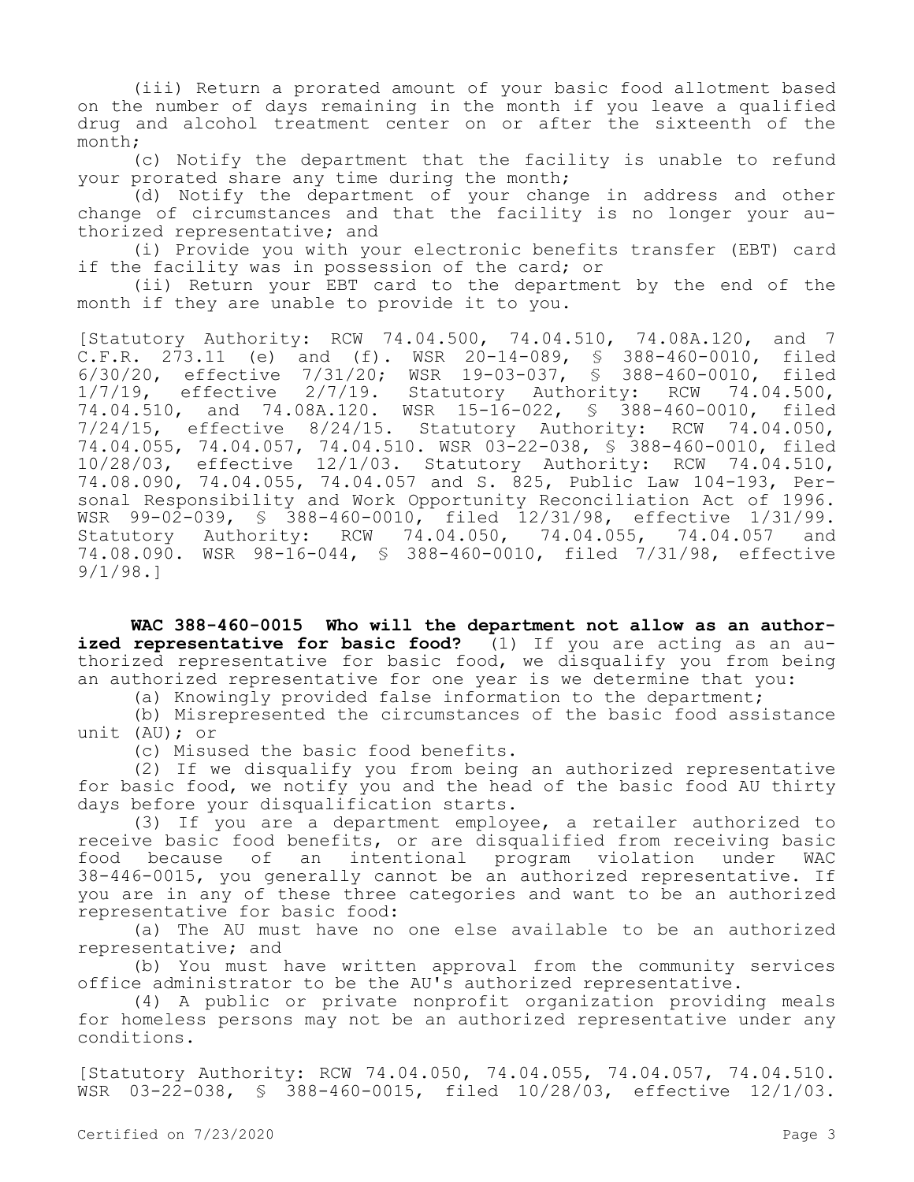(iii) Return a prorated amount of your basic food allotment based on the number of days remaining in the month if you leave a qualified drug and alcohol treatment center on or after the sixteenth of the month;

(c) Notify the department that the facility is unable to refund your prorated share any time during the month;

(d) Notify the department of your change in address and other change of circumstances and that the facility is no longer your authorized representative; and

(i) Provide you with your electronic benefits transfer (EBT) card if the facility was in possession of the card; or

(ii) Return your EBT card to the department by the end of the month if they are unable to provide it to you.

[Statutory Authority: RCW 74.04.500, 74.04.510, 74.08A.120, and 7 C.F.R. 273.11 (e) and (f). WSR 20-14-089, § 388-460-0010, filed 6/30/20, effective 7/31/20; WSR 19-03-037, § 388-460-0010, filed 1/7/19, effective 2/7/19. Statutory Authority: RCW 74.04.500, 74.04.510, and 74.08A.120. WSR 15-16-022, § 388-460-0010, filed 7/24/15, effective 8/24/15. Statutory Authority: RCW 74.04.050, 74.04.055, 74.04.057, 74.04.510. WSR 03-22-038, § 388-460-0010, filed 10/28/03, effective 12/1/03. Statutory Authority: RCW 74.04.510, 74.08.090, 74.04.055, 74.04.057 and S. 825, Public Law 104-193, Personal Responsibility and Work Opportunity Reconciliation Act of 1996. WSR 99-02-039, § 388-460-0010, filed 12/31/98, effective 1/31/99. Statutory Authority: RCW 74.04.050, 74.04.055, 74.04.057 and 74.08.090. WSR 98-16-044, § 388-460-0010, filed 7/31/98, effective 9/1/98.]

**WAC 388-460-0015 Who will the department not allow as an authorized representative for basic food?** (1) If you are acting as an authorized representative for basic food, we disqualify you from being an authorized representative for one year is we determine that you:

(a) Knowingly provided false information to the department;

(b) Misrepresented the circumstances of the basic food assistance unit (AU); or

(c) Misused the basic food benefits.

(2) If we disqualify you from being an authorized representative for basic food, we notify you and the head of the basic food AU thirty days before your disqualification starts.

(3) If you are a department employee, a retailer authorized to receive basic food benefits, or are disqualified from receiving basic food because of an intentional program violation under WAC 38-446-0015, you generally cannot be an authorized representative. If you are in any of these three categories and want to be an authorized representative for basic food:

(a) The AU must have no one else available to be an authorized representative; and

(b) You must have written approval from the community services office administrator to be the AU's authorized representative.

(4) A public or private nonprofit organization providing meals for homeless persons may not be an authorized representative under any conditions.

[Statutory Authority: RCW 74.04.050, 74.04.055, 74.04.057, 74.04.510. WSR 03-22-038, § 388-460-0015, filed 10/28/03, effective 12/1/03.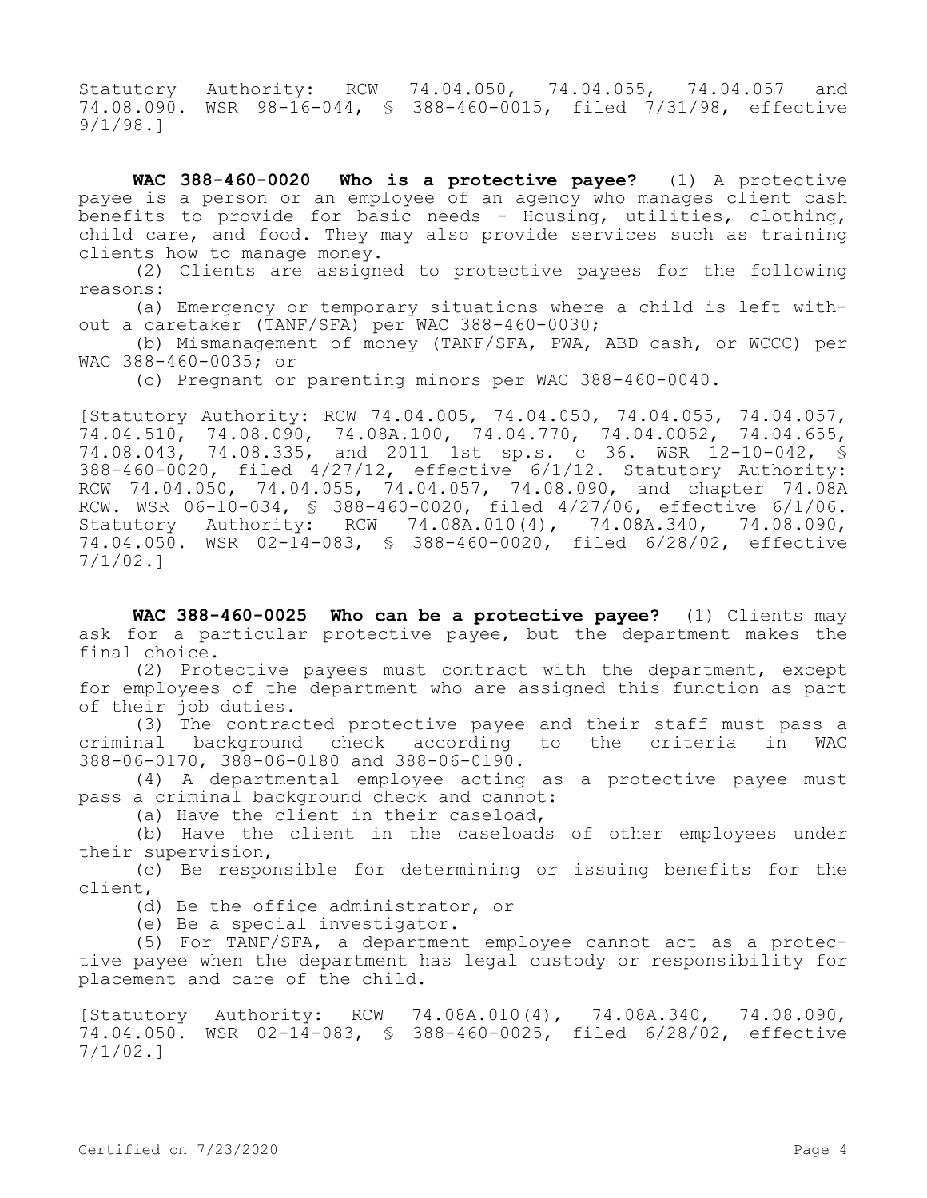Statutory Authority: RCW 74.04.050, 74.04.055, 74.04.057 and 74.08.090. WSR 98-16-044, § 388-460-0015, filed 7/31/98, effective 9/1/98.]

**WAC 388-460-0020 Who is a protective payee?** (1) A protective payee is a person or an employee of an agency who manages client cash benefits to provide for basic needs - Housing, utilities, clothing, child care, and food. They may also provide services such as training clients how to manage money.

(2) Clients are assigned to protective payees for the following reasons:

(a) Emergency or temporary situations where a child is left without a caretaker (TANF/SFA) per WAC 388-460-0030;

(b) Mismanagement of money (TANF/SFA, PWA, ABD cash, or WCCC) per WAC 388-460-0035; or

(c) Pregnant or parenting minors per WAC 388-460-0040.

[Statutory Authority: RCW 74.04.005, 74.04.050, 74.04.055, 74.04.057, 74.04.510, 74.08.090, 74.08A.100, 74.04.770, 74.04.0052, 74.04.655, 74.08.043, 74.08.335, and 2011 1st sp.s. c 36. WSR 12-10-042, § 388-460-0020, filed 4/27/12, effective 6/1/12. Statutory Authority: RCW 74.04.050, 74.04.055, 74.04.057, 74.08.090, and chapter 74.08A RCW. WSR 06-10-034, § 388-460-0020, filed 4/27/06, effective 6/1/06. Statutory Authority: RCW 74.08A.010(4), 74.08A.340, 74.08.090, 74.04.050. WSR 02-14-083, § 388-460-0020, filed 6/28/02, effective 7/1/02.]

**WAC 388-460-0025 Who can be a protective payee?** (1) Clients may ask for a particular protective payee, but the department makes the final choice.

(2) Protective payees must contract with the department, except for employees of the department who are assigned this function as part of their job duties.

(3) The contracted protective payee and their staff must pass a criminal background check according to the criteria in WAC 388-06-0170, 388-06-0180 and 388-06-0190.

(4) A departmental employee acting as a protective payee must pass a criminal background check and cannot:

(a) Have the client in their caseload,

(b) Have the client in the caseloads of other employees under their supervision,

(c) Be responsible for determining or issuing benefits for the client,

(d) Be the office administrator, or

(e) Be a special investigator.

(5) For TANF/SFA, a department employee cannot act as a protective payee when the department has legal custody or responsibility for placement and care of the child.

[Statutory Authority: RCW 74.08A.010(4), 74.08A.340, 74.08.090, 74.04.050. WSR 02-14-083, § 388-460-0025, filed 6/28/02, effective 7/1/02.]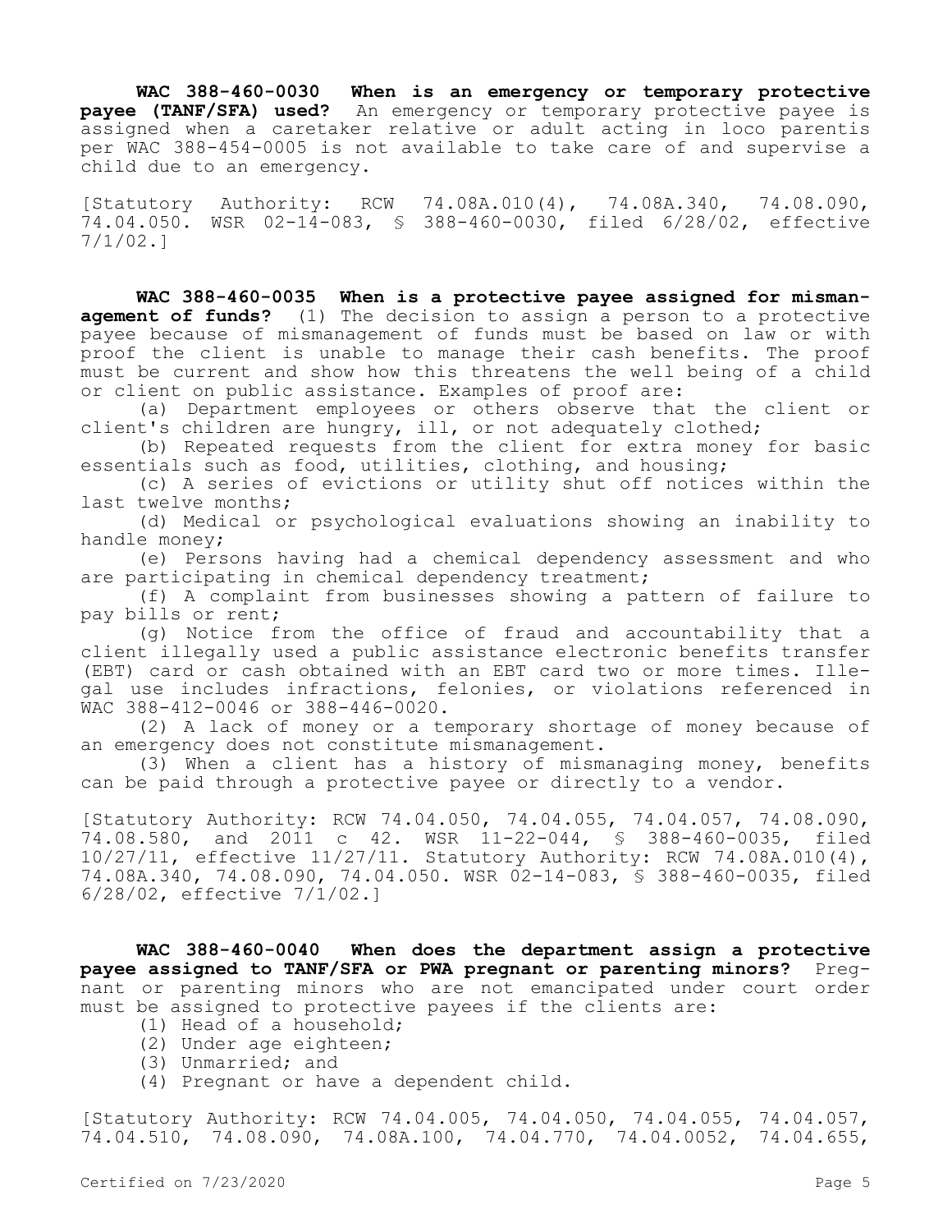**WAC 388-460-0030 When is an emergency or temporary protective payee (TANF/SFA) used?** An emergency or temporary protective payee is assigned when a caretaker relative or adult acting in loco parentis per WAC 388-454-0005 is not available to take care of and supervise a child due to an emergency.

[Statutory Authority: RCW 74.08A.010(4), 74.08A.340, 74.08.090, 74.04.050. WSR 02-14-083, § 388-460-0030, filed 6/28/02, effective 7/1/02.]

**WAC 388-460-0035 When is a protective payee assigned for mismanagement of funds?** (1) The decision to assign a person to a protective payee because of mismanagement of funds must be based on law or with proof the client is unable to manage their cash benefits. The proof must be current and show how this threatens the well being of a child or client on public assistance. Examples of proof are:

(a) Department employees or others observe that the client or client's children are hungry, ill, or not adequately clothed;

(b) Repeated requests from the client for extra money for basic essentials such as food, utilities, clothing, and housing;

(c) A series of evictions or utility shut off notices within the last twelve months;

(d) Medical or psychological evaluations showing an inability to handle money;

(e) Persons having had a chemical dependency assessment and who are participating in chemical dependency treatment;

(f) A complaint from businesses showing a pattern of failure to pay bills or rent;

(g) Notice from the office of fraud and accountability that a client illegally used a public assistance electronic benefits transfer (EBT) card or cash obtained with an EBT card two or more times. Illegal use includes infractions, felonies, or violations referenced in WAC 388-412-0046 or 388-446-0020.

(2) A lack of money or a temporary shortage of money because of an emergency does not constitute mismanagement.

(3) When a client has a history of mismanaging money, benefits can be paid through a protective payee or directly to a vendor.

[Statutory Authority: RCW 74.04.050, 74.04.055, 74.04.057, 74.08.090, 74.08.580, and 2011 c 42. WSR 11-22-044, § 388-460-0035, filed 10/27/11, effective 11/27/11. Statutory Authority: RCW 74.08A.010(4), 74.08A.340, 74.08.090, 74.04.050. WSR 02-14-083, § 388-460-0035, filed 6/28/02, effective 7/1/02.]

**WAC 388-460-0040 When does the department assign a protective payee assigned to TANF/SFA or PWA pregnant or parenting minors?** Pregnant or parenting minors who are not emancipated under court order must be assigned to protective payees if the clients are:

(1) Head of a household;

(2) Under age eighteen;

(3) Unmarried; and

(4) Pregnant or have a dependent child.

[Statutory Authority: RCW 74.04.005, 74.04.050, 74.04.055, 74.04.057, 74.04.510, 74.08.090, 74.08A.100, 74.04.770, 74.04.0052, 74.04.655,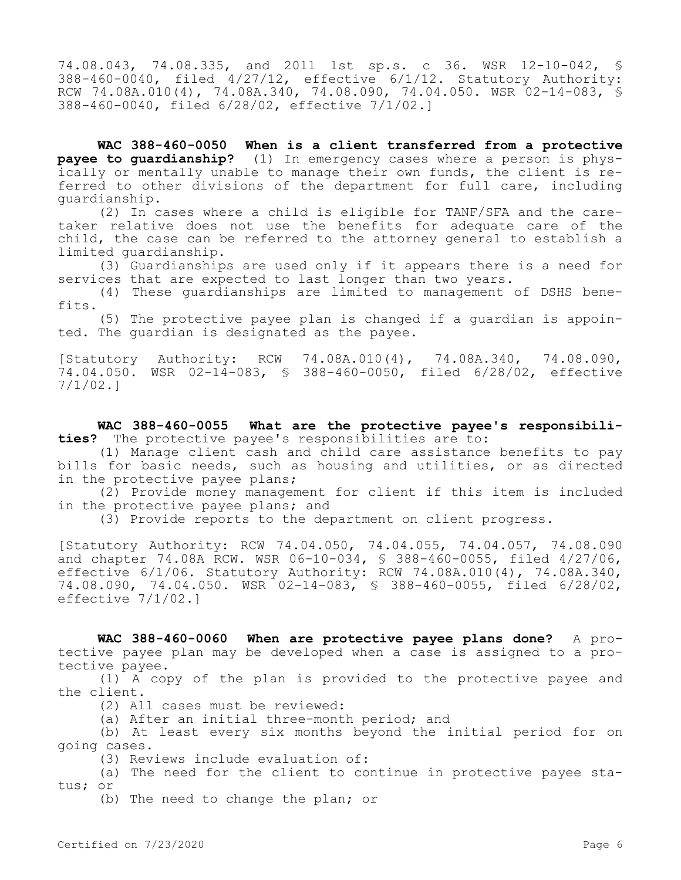74.08.043, 74.08.335, and 2011 1st sp.s. c 36. WSR 12-10-042, § 388-460-0040, filed 4/27/12, effective 6/1/12. Statutory Authority: RCW 74.08A.010(4), 74.08A.340, 74.08.090, 74.04.050. WSR 02-14-083, § 388-460-0040, filed 6/28/02, effective 7/1/02.]

**WAC 388-460-0050 When is a client transferred from a protective payee to guardianship?** (1) In emergency cases where a person is physically or mentally unable to manage their own funds, the client is referred to other divisions of the department for full care, including guardianship.

(2) In cases where a child is eligible for TANF/SFA and the caretaker relative does not use the benefits for adequate care of the child, the case can be referred to the attorney general to establish a limited guardianship.

(3) Guardianships are used only if it appears there is a need for services that are expected to last longer than two years.

(4) These guardianships are limited to management of DSHS benefits.

(5) The protective payee plan is changed if a guardian is appointed. The guardian is designated as the payee.

[Statutory Authority: RCW 74.08A.010(4), 74.08A.340, 74.08.090, 74.04.050. WSR 02-14-083, § 388-460-0050, filed 6/28/02, effective 7/1/02.]

**WAC 388-460-0055 What are the protective payee's responsibilities?** The protective payee's responsibilities are to:

(1) Manage client cash and child care assistance benefits to pay bills for basic needs, such as housing and utilities, or as directed in the protective payee plans;

(2) Provide money management for client if this item is included in the protective payee plans; and

(3) Provide reports to the department on client progress.

[Statutory Authority: RCW 74.04.050, 74.04.055, 74.04.057, 74.08.090 and chapter 74.08A RCW. WSR 06-10-034, § 388-460-0055, filed 4/27/06, effective 6/1/06. Statutory Authority: RCW 74.08A.010(4), 74.08A.340, 74.08.090, 74.04.050. WSR 02-14-083, § 388-460-0055, filed 6/28/02, effective 7/1/02.]

**WAC 388-460-0060 When are protective payee plans done?** A protective payee plan may be developed when a case is assigned to a protective payee.

(1) A copy of the plan is provided to the protective payee and the client.

(2) All cases must be reviewed:

(a) After an initial three-month period; and

(b) At least every six months beyond the initial period for on going cases.

(3) Reviews include evaluation of:

(a) The need for the client to continue in protective payee status; or

(b) The need to change the plan; or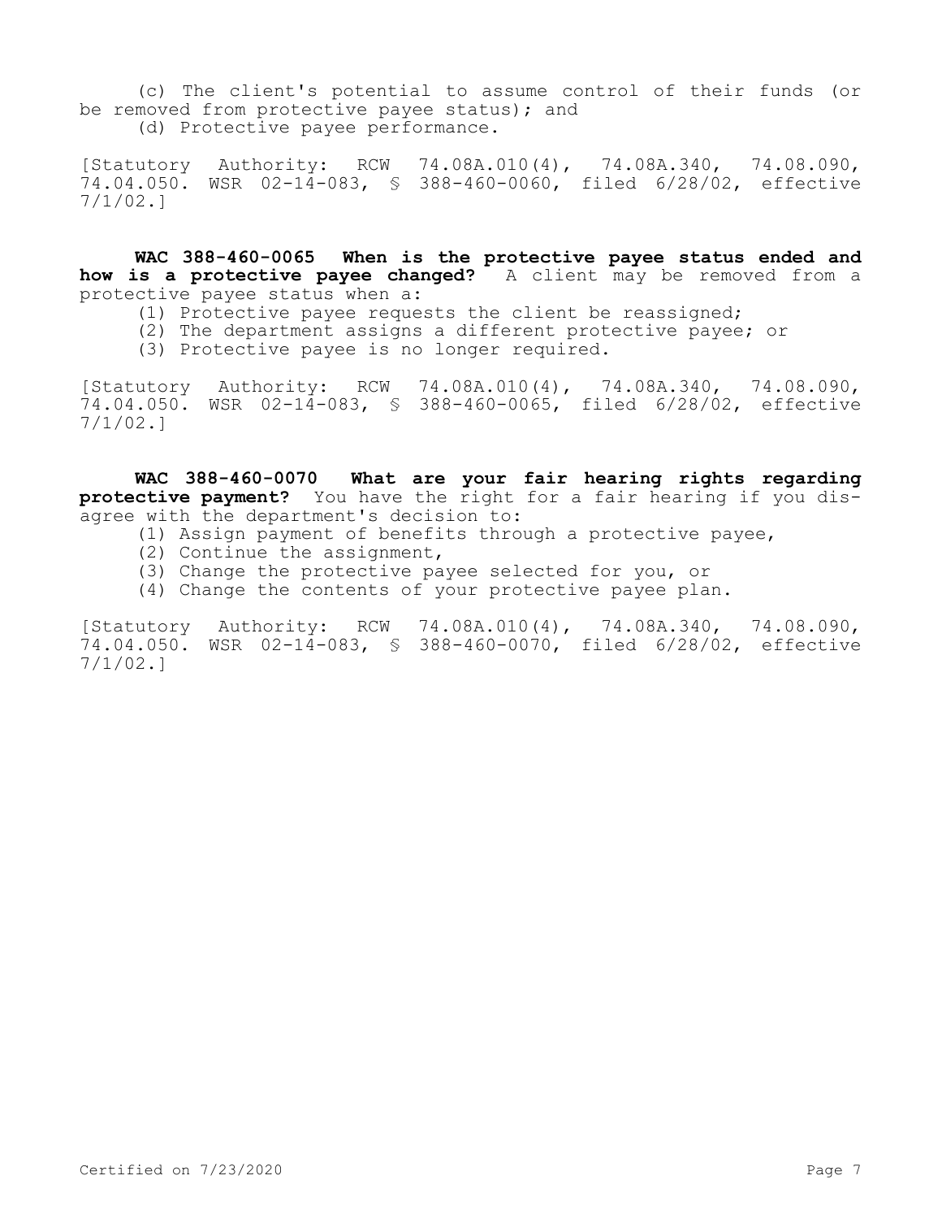(c) The client's potential to assume control of their funds (or be removed from protective payee status); and

(d) Protective payee performance.

[Statutory Authority: RCW 74.08A.010(4), 74.08A.340, 74.08.090, 74.04.050. WSR 02-14-083, § 388-460-0060, filed 6/28/02, effective 7/1/02.]

**WAC 388-460-0065 When is the protective payee status ended and how is a protective payee changed?** A client may be removed from a protective payee status when a:

(1) Protective payee requests the client be reassigned;

(2) The department assigns a different protective payee; or

(3) Protective payee is no longer required.

[Statutory Authority: RCW 74.08A.010(4), 74.08A.340, 74.08.090, 74.04.050. WSR 02-14-083, § 388-460-0065, filed 6/28/02, effective 7/1/02.]

**WAC 388-460-0070 What are your fair hearing rights regarding protective payment?** You have the right for a fair hearing if you disagree with the department's decision to:

(1) Assign payment of benefits through a protective payee,

(2) Continue the assignment,

(3) Change the protective payee selected for you, or

(4) Change the contents of your protective payee plan.

[Statutory Authority: RCW 74.08A.010(4), 74.08A.340, 74.08.090, 74.04.050. WSR 02-14-083, § 388-460-0070, filed 6/28/02, effective 7/1/02.]